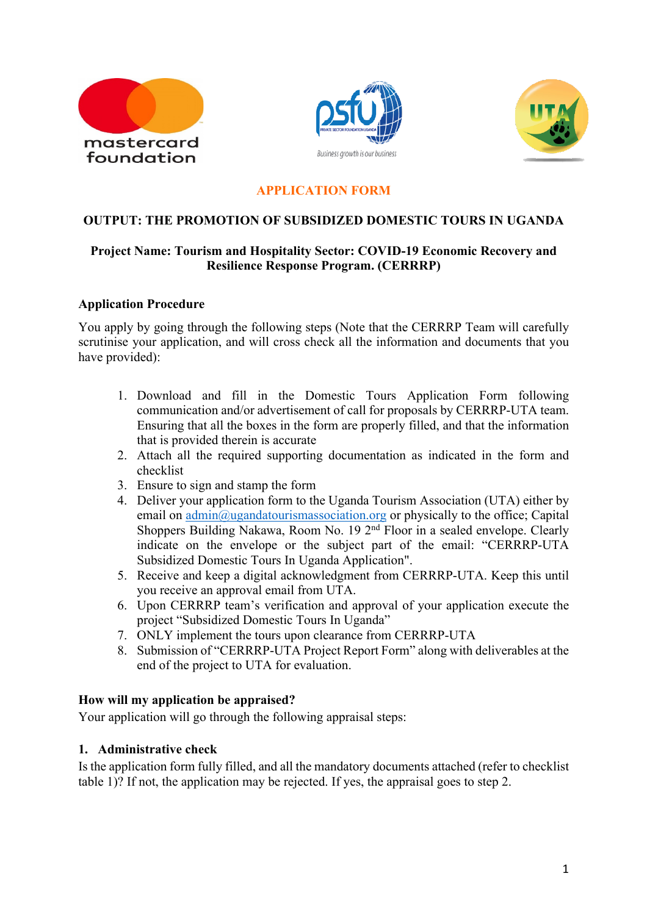## APPLICATION FORM

**OUTPUT: THE PROMOTION OF SUBSIDIZED DOMESTIC TOURS IN UGANDA**

**Project Name: Tourism and Hospitality Sector: COVID-19 Economic Recovery and Resilience Response Program. (CERRRP)**

### Application Procedure

You apply by going through the following steps (Note that the CERRRP Team will carefully scrutinise your application, and will cross check all the information and documents that you have provided):

1. Download and fill in the Domestic Tours Application Form following communication and/or advertisement of call for proposals by CERRRP-UTA team. Ensuring that all the boxes in the form are properly filled, and that the information that is provided therein is accurate
2. Attach all the required supporting documentation as indicated in the form and checklist
3. Ensure to sign and stamp the form
4. Deliver your application form to the Uganda Tourism Association (UTA) either by email on admin@ugandatourismassociation.org or physically to the office; Capital Shoppers Building Nakawa, Room No. 19 2nd Floor in a sealed envelope. Clearly indicate on the envelope or the subject part of the email: "CERRRP-UTA Subsidized Domestic Tours In Uganda Application".
5. Receive and keep a digital acknowledgment from CERRRP-UTA. Keep this until you receive an approval email from UTA.
6. Upon CERRRP team's verification and approval of your application execute the project "Subsidized Domestic Tours In Uganda"
7. ONLY implement the tours upon clearance from CERRRP-UTA
8. Submission of "CERRRP-UTA Project Report Form" along with deliverables at the end of the project to UTA for evaluation.

### How will my application be appraised?

Your application will go through the following appraisal steps:

#### 1. Administrative check

Is the application form fully filled, and all the mandatory documents attached (refer to checklist table 1)? If not, the application may be rejected. If yes, the appraisal goes to step 2.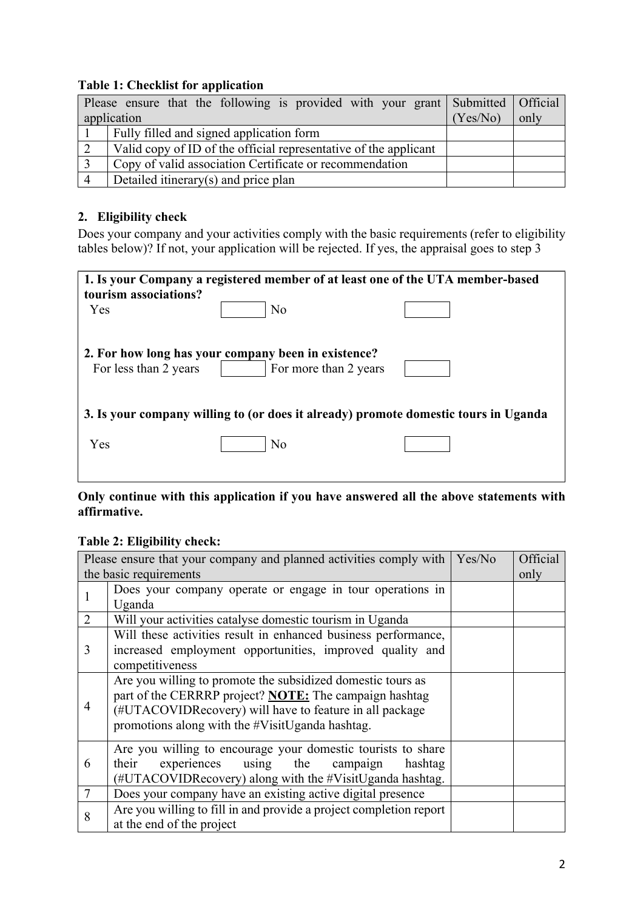**Table 1: Checklist for application**

| Please ensure that the following is provided with your grant application | | Submitted (Yes/No) | Official only |
|---|---|---|---|
| 1 | Fully filled and signed application form | | |
| 2 | Valid copy of ID of the official representative of the applicant | | |
| 3 | Copy of valid association Certificate or recommendation | | |
| 4 | Detailed itinerary(s) and price plan | | |

## 2. Eligibility check

Does your company and your activities comply with the basic requirements (refer to eligibility tables below)? If not, your application will be rejected. If yes, the appraisal goes to step 3

**1. Is your Company a registered member of at least one of the UTA member-based tourism associations?**

Yes ☐ No ☐

**2. For how long has your company been in existence?**

For less than 2 years ☐ For more than 2 years ☐

**3. Is your company willing to (or does it already) promote domestic tours in Uganda**

Yes ☐ No ☐

**Only continue with this application if you have answered all the above statements with affirmative.**

**Table 2: Eligibility check:**

| Please ensure that your company and planned activities comply with the basic requirements | | Yes/No | Official only |
|---|---|---|---|
| 1 | Does your company operate or engage in tour operations in Uganda | | |
| 2 | Will your activities catalyse domestic tourism in Uganda | | |
| 3 | Will these activities result in enhanced business performance, increased employment opportunities, improved quality and competitiveness | | |
| 4 | Are you willing to promote the subsidized domestic tours as part of the CERRRP project? **NOTE:** The campaign hashtag (#UTACOVIDRecovery) will have to feature in all package promotions along with the #VisitUganda hashtag. | | |
| 6 | Are you willing to encourage your domestic tourists to share their experiences using the campaign hashtag (#UTACOVIDRecovery) along with the #VisitUganda hashtag. | | |
| 7 | Does your company have an existing active digital presence | | |
| 8 | Are you willing to fill in and provide a project completion report at the end of the project | | |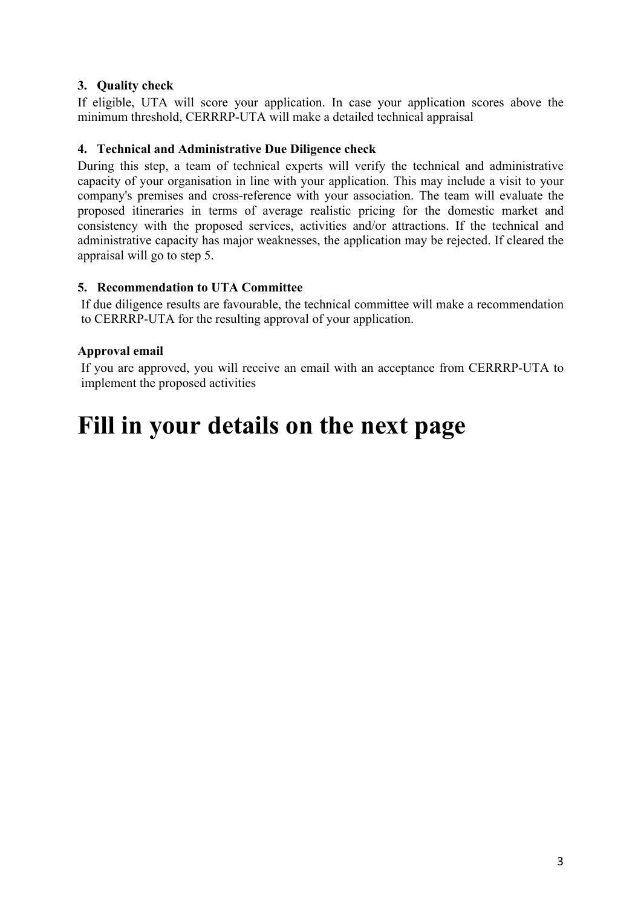3. **Quality check**

If eligible, UTA will score your application. In case your application scores above the minimum threshold, CERRRP-UTA will make a detailed technical appraisal

4. **Technical and Administrative Due Diligence check**

During this step, a team of technical experts will verify the technical and administrative capacity of your organisation in line with your application. This may include a visit to your company's premises and cross-reference with your association. The team will evaluate the proposed itineraries in terms of average realistic pricing for the domestic market and consistency with the proposed services, activities and/or attractions. If the technical and administrative capacity has major weaknesses, the application may be rejected. If cleared the appraisal will go to step 5.

5. **Recommendation to UTA Committee**

If due diligence results are favourable, the technical committee will make a recommendation to CERRRP-UTA for the resulting approval of your application.

**Approval email**

If you are approved, you will receive an email with an acceptance from CERRRP-UTA to implement the proposed activities

# Fill in your details on the next page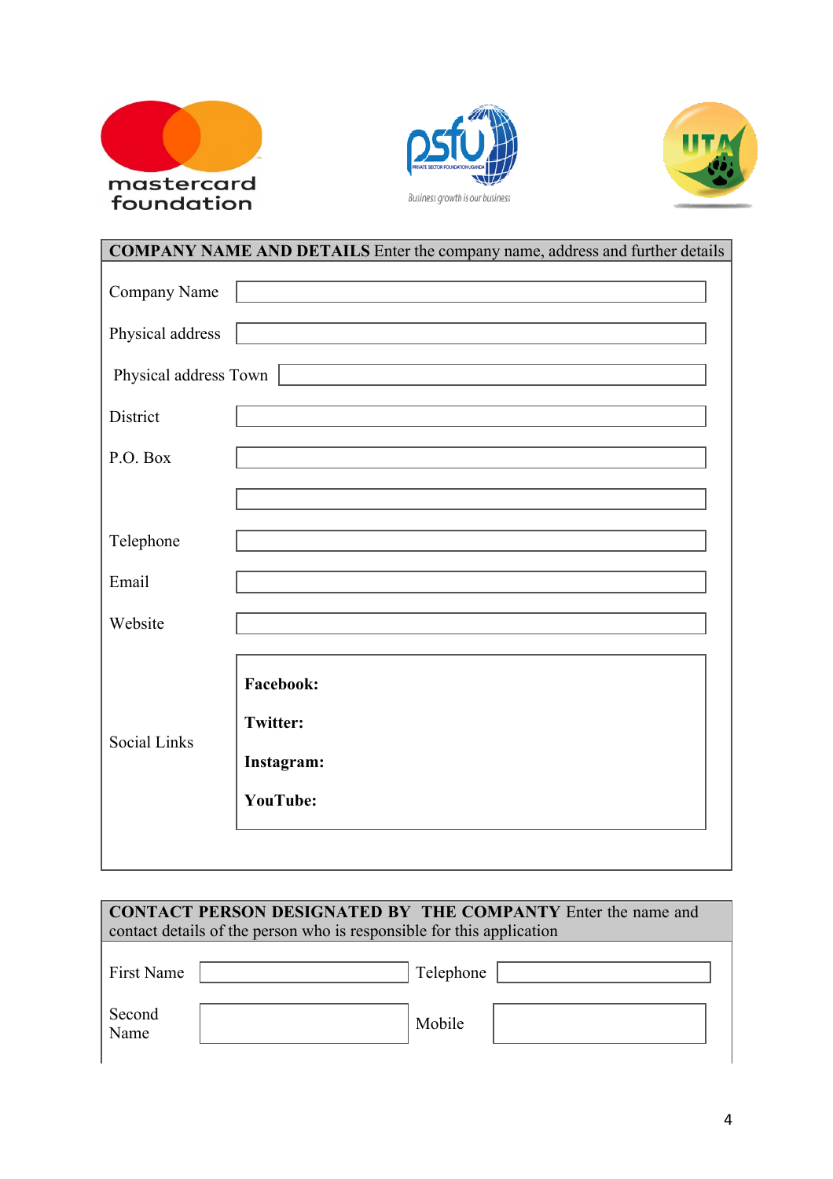| **COMPANY NAME AND DETAILS** Enter the company name, address and further details | |
|---|---|
| Company Name | |
| Physical address | |
| Physical address Town | |
| District | |
| P.O. Box | |
| | |
| Telephone | |
| Email | |
| Website | |
| Social Links | **Facebook:**<br>**Twitter:**<br>**Instagram:**<br>**YouTube:** |

| **CONTACT PERSON DESIGNATED BY THE COMPANY** Enter the name and contact details of the person who is responsible for this application | | | |
|---|---|---|---|
| First Name | | Telephone | |
| Second Name | | Mobile | |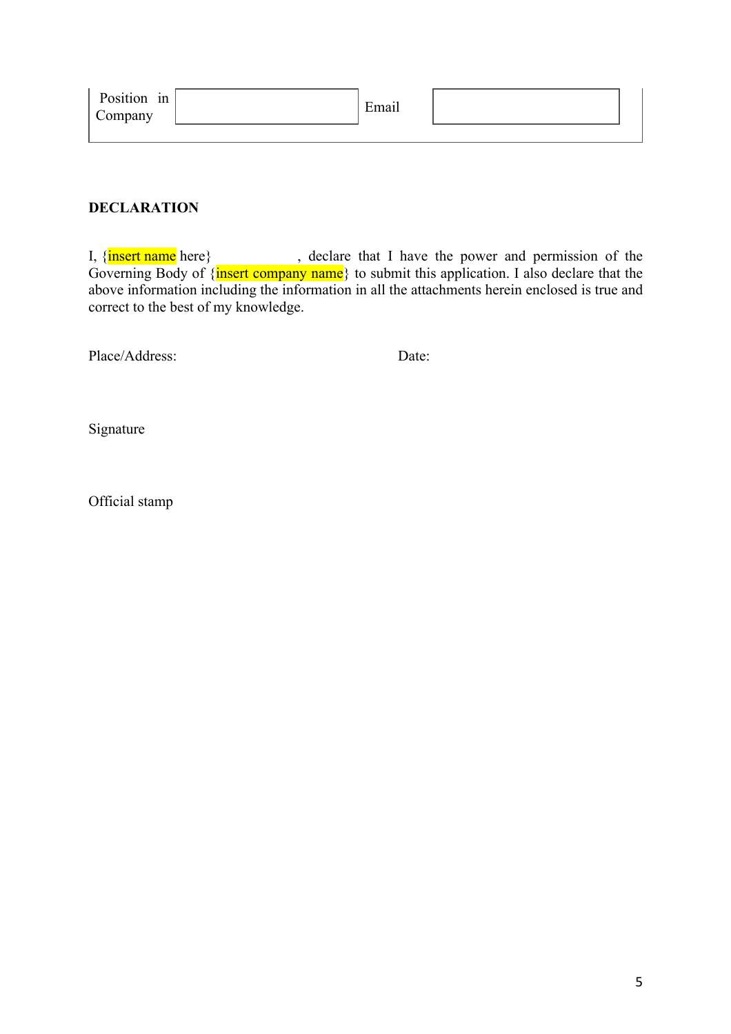| | | | |
|---|---|---|---|
| Position in Company | | Email | |

**DECLARATION**

I, {insert name here} , declare that I have the power and permission of the Governing Body of {insert company name} to submit this application. I also declare that the above information including the information in all the attachments herein enclosed is true and correct to the best of my knowledge.

Place/Address: Date:

Signature

Official stamp